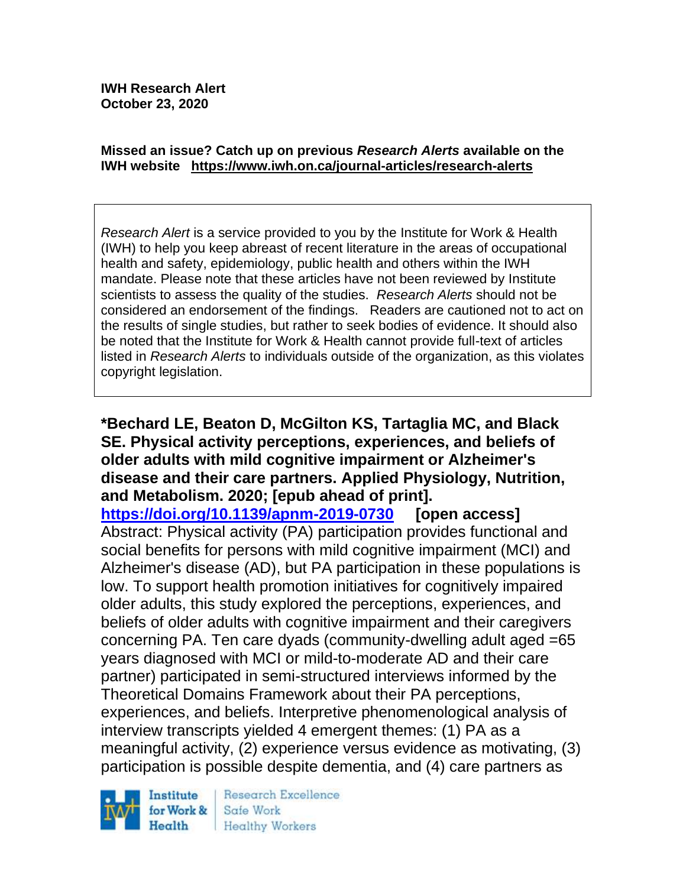**IWH Research Alert**
**October 23, 2020**

**Missed an issue? Catch up on previous *Research Alerts* available on the IWH website https://www.iwh.on.ca/journal-articles/research-alerts**

*Research Alert* is a service provided to you by the Institute for Work & Health (IWH) to help you keep abreast of recent literature in the areas of occupational health and safety, epidemiology, public health and others within the IWH mandate. Please note that these articles have not been reviewed by Institute scientists to assess the quality of the studies. *Research Alerts* should not be considered an endorsement of the findings. Readers are cautioned not to act on the results of single studies, but rather to seek bodies of evidence. It should also be noted that the Institute for Work & Health cannot provide full-text of articles listed in *Research Alerts* to individuals outside of the organization, as this violates copyright legislation.

**\*Bechard LE, Beaton D, McGilton KS, Tartaglia MC, and Black SE. Physical activity perceptions, experiences, and beliefs of older adults with mild cognitive impairment or Alzheimer's disease and their care partners. Applied Physiology, Nutrition, and Metabolism. 2020; [epub ahead of print].**
**https://doi.org/10.1139/apnm-2019-0730 [open access]**
Abstract: Physical activity (PA) participation provides functional and social benefits for persons with mild cognitive impairment (MCI) and Alzheimer's disease (AD), but PA participation in these populations is low. To support health promotion initiatives for cognitively impaired older adults, this study explored the perceptions, experiences, and beliefs of older adults with cognitive impairment and their caregivers concerning PA. Ten care dyads (community-dwelling adult aged =65 years diagnosed with MCI or mild-to-moderate AD and their care partner) participated in semi-structured interviews informed by the Theoretical Domains Framework about their PA perceptions, experiences, and beliefs. Interpretive phenomenological analysis of interview transcripts yielded 4 emergent themes: (1) PA as a meaningful activity, (2) experience versus evidence as motivating, (3) participation is possible despite dementia, and (4) care partners as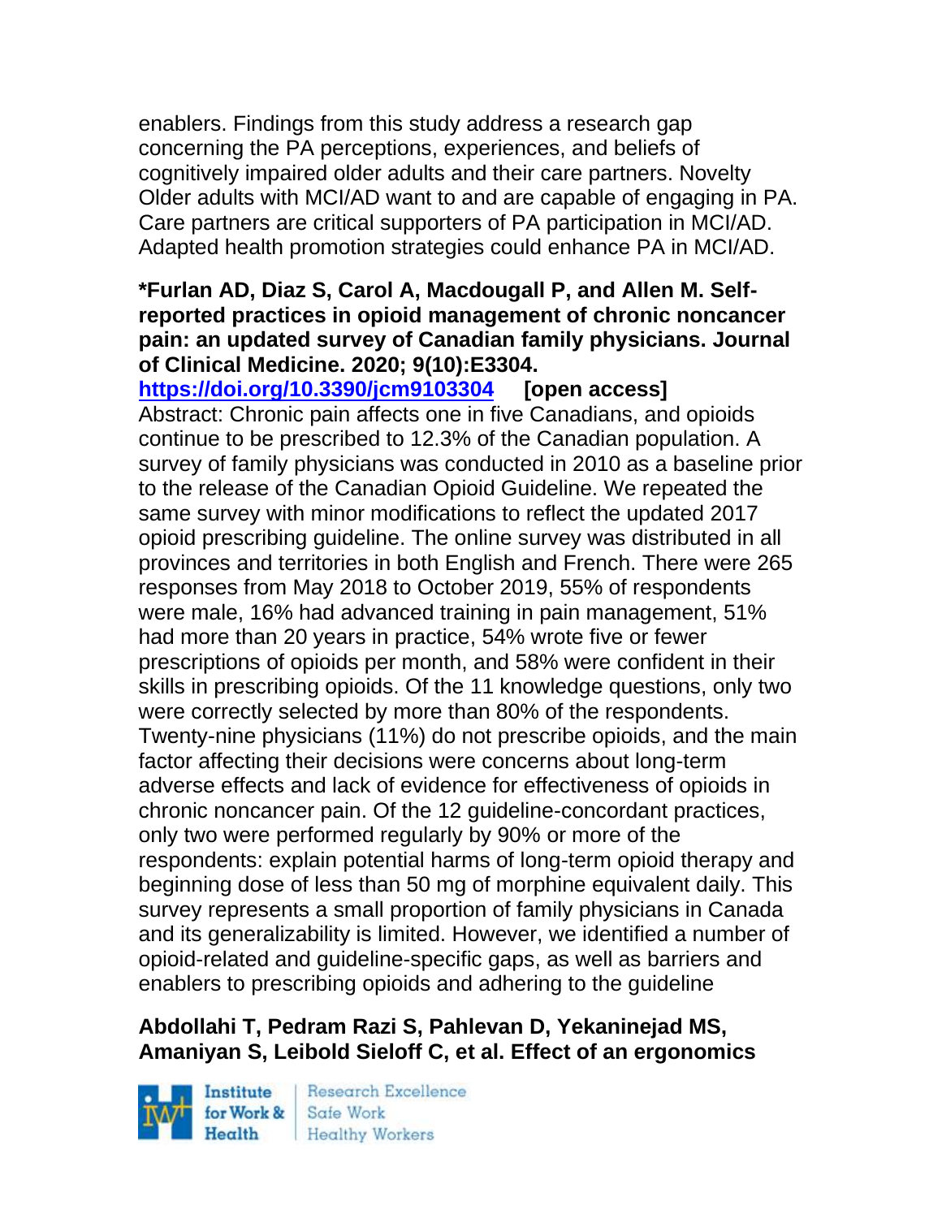enablers. Findings from this study address a research gap concerning the PA perceptions, experiences, and beliefs of cognitively impaired older adults and their care partners. Novelty Older adults with MCI/AD want to and are capable of engaging in PA. Care partners are critical supporters of PA participation in MCI/AD. Adapted health promotion strategies could enhance PA in MCI/AD.

**\*Furlan AD, Diaz S, Carol A, Macdougall P, and Allen M. Self-reported practices in opioid management of chronic noncancer pain: an updated survey of Canadian family physicians. Journal of Clinical Medicine. 2020; 9(10):E3304.**
**https://doi.org/10.3390/jcm9103304 [open access]**
Abstract: Chronic pain affects one in five Canadians, and opioids continue to be prescribed to 12.3% of the Canadian population. A survey of family physicians was conducted in 2010 as a baseline prior to the release of the Canadian Opioid Guideline. We repeated the same survey with minor modifications to reflect the updated 2017 opioid prescribing guideline. The online survey was distributed in all provinces and territories in both English and French. There were 265 responses from May 2018 to October 2019, 55% of respondents were male, 16% had advanced training in pain management, 51% had more than 20 years in practice, 54% wrote five or fewer prescriptions of opioids per month, and 58% were confident in their skills in prescribing opioids. Of the 11 knowledge questions, only two were correctly selected by more than 80% of the respondents. Twenty-nine physicians (11%) do not prescribe opioids, and the main factor affecting their decisions were concerns about long-term adverse effects and lack of evidence for effectiveness of opioids in chronic noncancer pain. Of the 12 guideline-concordant practices, only two were performed regularly by 90% or more of the respondents: explain potential harms of long-term opioid therapy and beginning dose of less than 50 mg of morphine equivalent daily. This survey represents a small proportion of family physicians in Canada and its generalizability is limited. However, we identified a number of opioid-related and guideline-specific gaps, as well as barriers and enablers to prescribing opioids and adhering to the guideline

**Abdollahi T, Pedram Razi S, Pahlevan D, Yekaninejad MS, Amaniyan S, Leibold Sieloff C, et al. Effect of an ergonomics**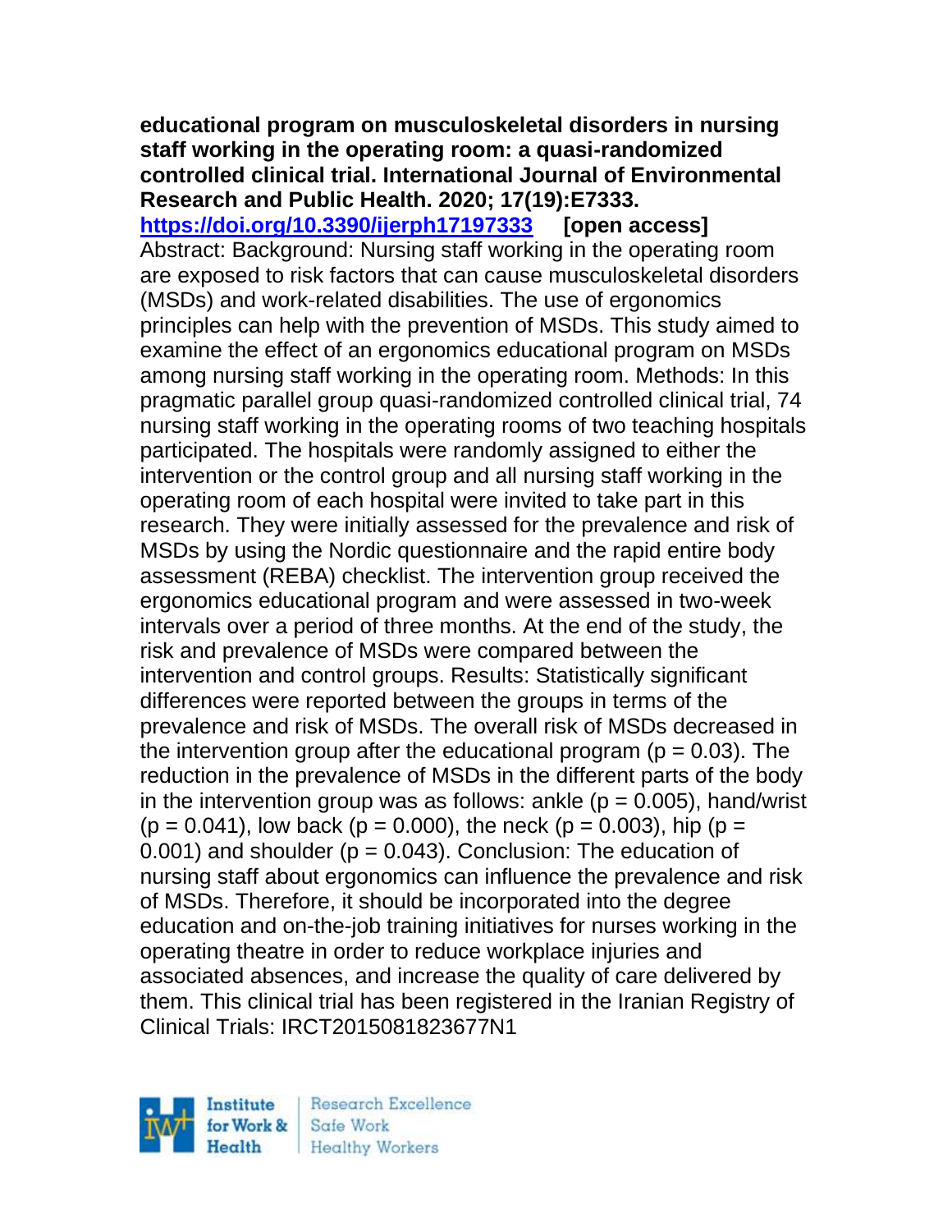**educational program on musculoskeletal disorders in nursing staff working in the operating room: a quasi-randomized controlled clinical trial. International Journal of Environmental Research and Public Health. 2020; 17(19):E7333.**
**https://doi.org/10.3390/ijerph17197333 [open access]**
Abstract: Background: Nursing staff working in the operating room are exposed to risk factors that can cause musculoskeletal disorders (MSDs) and work-related disabilities. The use of ergonomics principles can help with the prevention of MSDs. This study aimed to examine the effect of an ergonomics educational program on MSDs among nursing staff working in the operating room. Methods: In this pragmatic parallel group quasi-randomized controlled clinical trial, 74 nursing staff working in the operating rooms of two teaching hospitals participated. The hospitals were randomly assigned to either the intervention or the control group and all nursing staff working in the operating room of each hospital were invited to take part in this research. They were initially assessed for the prevalence and risk of MSDs by using the Nordic questionnaire and the rapid entire body assessment (REBA) checklist. The intervention group received the ergonomics educational program and were assessed in two-week intervals over a period of three months. At the end of the study, the risk and prevalence of MSDs were compared between the intervention and control groups. Results: Statistically significant differences were reported between the groups in terms of the prevalence and risk of MSDs. The overall risk of MSDs decreased in the intervention group after the educational program ($p = 0.03$). The reduction in the prevalence of MSDs in the different parts of the body in the intervention group was as follows: ankle ($p = 0.005$), hand/wrist ($p = 0.041$), low back ($p = 0.000$), the neck ($p = 0.003$), hip ($p = 0.001$) and shoulder ($p = 0.043$). Conclusion: The education of nursing staff about ergonomics can influence the prevalence and risk of MSDs. Therefore, it should be incorporated into the degree education and on-the-job training initiatives for nurses working in the operating theatre in order to reduce workplace injuries and associated absences, and increase the quality of care delivered by them. This clinical trial has been registered in the Iranian Registry of Clinical Trials: IRCT2015081823677N1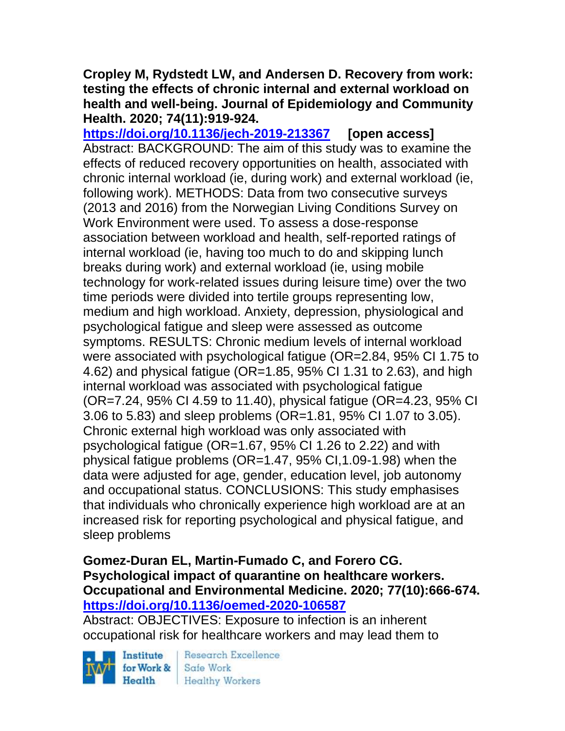**Cropley M, Rydstedt LW, and Andersen D. Recovery from work: testing the effects of chronic internal and external workload on health and well-being. Journal of Epidemiology and Community Health. 2020; 74(11):919-924.**
**https://doi.org/10.1136/jech-2019-213367** **[open access]**
Abstract: BACKGROUND: The aim of this study was to examine the effects of reduced recovery opportunities on health, associated with chronic internal workload (ie, during work) and external workload (ie, following work). METHODS: Data from two consecutive surveys (2013 and 2016) from the Norwegian Living Conditions Survey on Work Environment were used. To assess a dose-response association between workload and health, self-reported ratings of internal workload (ie, having too much to do and skipping lunch breaks during work) and external workload (ie, using mobile technology for work-related issues during leisure time) over the two time periods were divided into tertile groups representing low, medium and high workload. Anxiety, depression, physiological and psychological fatigue and sleep were assessed as outcome symptoms. RESULTS: Chronic medium levels of internal workload were associated with psychological fatigue (OR=2.84, 95% CI 1.75 to 4.62) and physical fatigue (OR=1.85, 95% CI 1.31 to 2.63), and high internal workload was associated with psychological fatigue (OR=7.24, 95% CI 4.59 to 11.40), physical fatigue (OR=4.23, 95% CI 3.06 to 5.83) and sleep problems (OR=1.81, 95% CI 1.07 to 3.05). Chronic external high workload was only associated with psychological fatigue (OR=1.67, 95% CI 1.26 to 2.22) and with physical fatigue problems (OR=1.47, 95% CI,1.09-1.98) when the data were adjusted for age, gender, education level, job autonomy and occupational status. CONCLUSIONS: This study emphasises that individuals who chronically experience high workload are at an increased risk for reporting psychological and physical fatigue, and sleep problems

**Gomez-Duran EL, Martin-Fumado C, and Forero CG. Psychological impact of quarantine on healthcare workers. Occupational and Environmental Medicine. 2020; 77(10):666-674.**
**https://doi.org/10.1136/oemed-2020-106587**
Abstract: OBJECTIVES: Exposure to infection is an inherent occupational risk for healthcare workers and may lead them to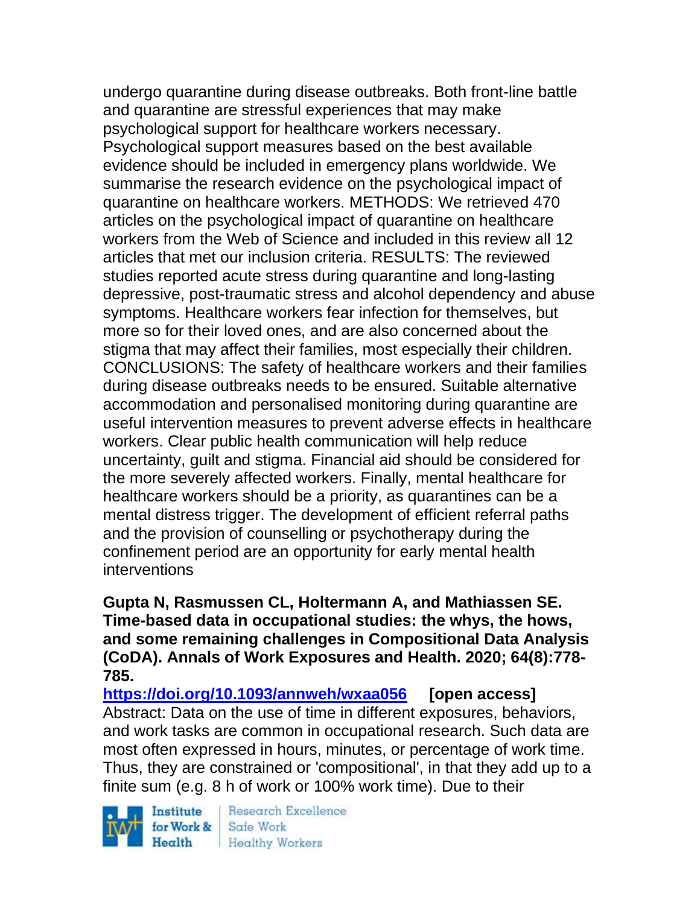undergo quarantine during disease outbreaks. Both front-line battle and quarantine are stressful experiences that may make psychological support for healthcare workers necessary. Psychological support measures based on the best available evidence should be included in emergency plans worldwide. We summarise the research evidence on the psychological impact of quarantine on healthcare workers. METHODS: We retrieved 470 articles on the psychological impact of quarantine on healthcare workers from the Web of Science and included in this review all 12 articles that met our inclusion criteria. RESULTS: The reviewed studies reported acute stress during quarantine and long-lasting depressive, post-traumatic stress and alcohol dependency and abuse symptoms. Healthcare workers fear infection for themselves, but more so for their loved ones, and are also concerned about the stigma that may affect their families, most especially their children. CONCLUSIONS: The safety of healthcare workers and their families during disease outbreaks needs to be ensured. Suitable alternative accommodation and personalised monitoring during quarantine are useful intervention measures to prevent adverse effects in healthcare workers. Clear public health communication will help reduce uncertainty, guilt and stigma. Financial aid should be considered for the more severely affected workers. Finally, mental healthcare for healthcare workers should be a priority, as quarantines can be a mental distress trigger. The development of efficient referral paths and the provision of counselling or psychotherapy during the confinement period are an opportunity for early mental health interventions

**Gupta N, Rasmussen CL, Holtermann A, and Mathiassen SE. Time-based data in occupational studies: the whys, the hows, and some remaining challenges in Compositional Data Analysis (CoDA). Annals of Work Exposures and Health. 2020; 64(8):778-785.**

https://doi.org/10.1093/annweh/wxaa056 **[open access]**

Abstract: Data on the use of time in different exposures, behaviors, and work tasks are common in occupational research. Such data are most often expressed in hours, minutes, or percentage of work time. Thus, they are constrained or 'compositional', in that they add up to a finite sum (e.g. 8 h of work or 100% work time). Due to their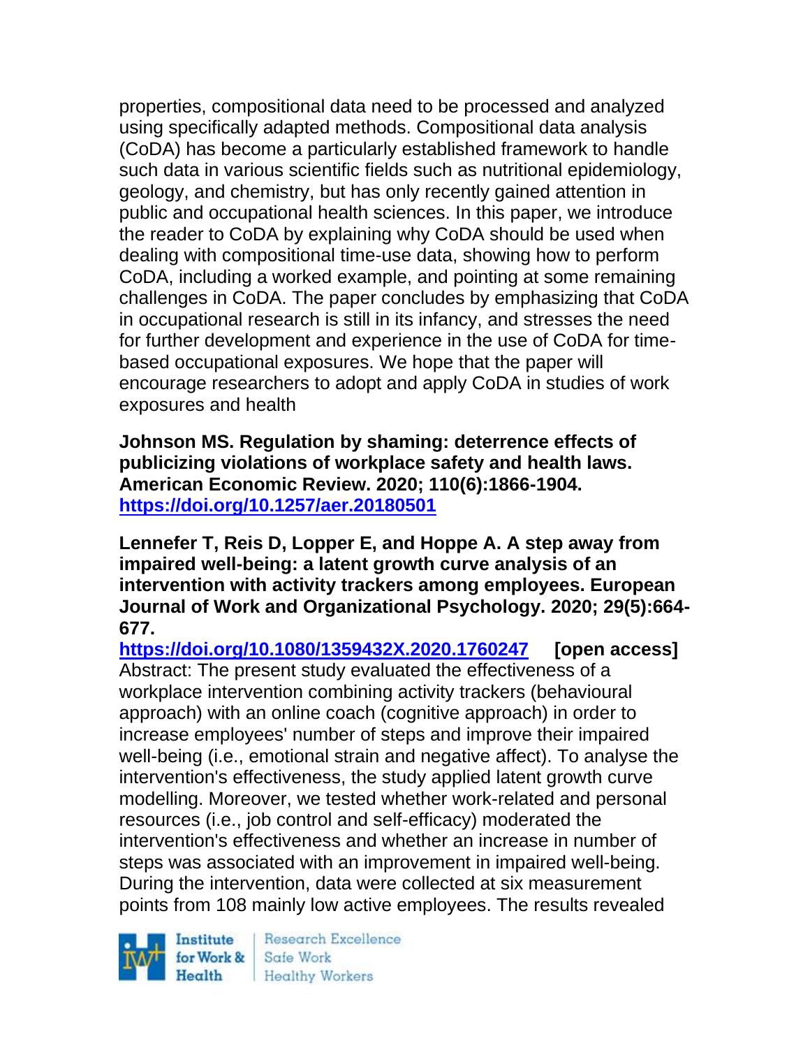properties, compositional data need to be processed and analyzed using specifically adapted methods. Compositional data analysis (CoDA) has become a particularly established framework to handle such data in various scientific fields such as nutritional epidemiology, geology, and chemistry, but has only recently gained attention in public and occupational health sciences. In this paper, we introduce the reader to CoDA by explaining why CoDA should be used when dealing with compositional time-use data, showing how to perform CoDA, including a worked example, and pointing at some remaining challenges in CoDA. The paper concludes by emphasizing that CoDA in occupational research is still in its infancy, and stresses the need for further development and experience in the use of CoDA for time-based occupational exposures. We hope that the paper will encourage researchers to adopt and apply CoDA in studies of work exposures and health

**Johnson MS. Regulation by shaming: deterrence effects of publicizing violations of workplace safety and health laws. American Economic Review. 2020; 110(6):1866-1904.**
**https://doi.org/10.1257/aer.20180501**

**Lennefer T, Reis D, Lopper E, and Hoppe A. A step away from impaired well-being: a latent growth curve analysis of an intervention with activity trackers among employees. European Journal of Work and Organizational Psychology. 2020; 29(5):664-677.**
**https://doi.org/10.1080/1359432X.2020.1760247** **[open access]**
Abstract: The present study evaluated the effectiveness of a workplace intervention combining activity trackers (behavioural approach) with an online coach (cognitive approach) in order to increase employees' number of steps and improve their impaired well-being (i.e., emotional strain and negative affect). To analyse the intervention's effectiveness, the study applied latent growth curve modelling. Moreover, we tested whether work-related and personal resources (i.e., job control and self-efficacy) moderated the intervention's effectiveness and whether an increase in number of steps was associated with an improvement in impaired well-being. During the intervention, data were collected at six measurement points from 108 mainly low active employees. The results revealed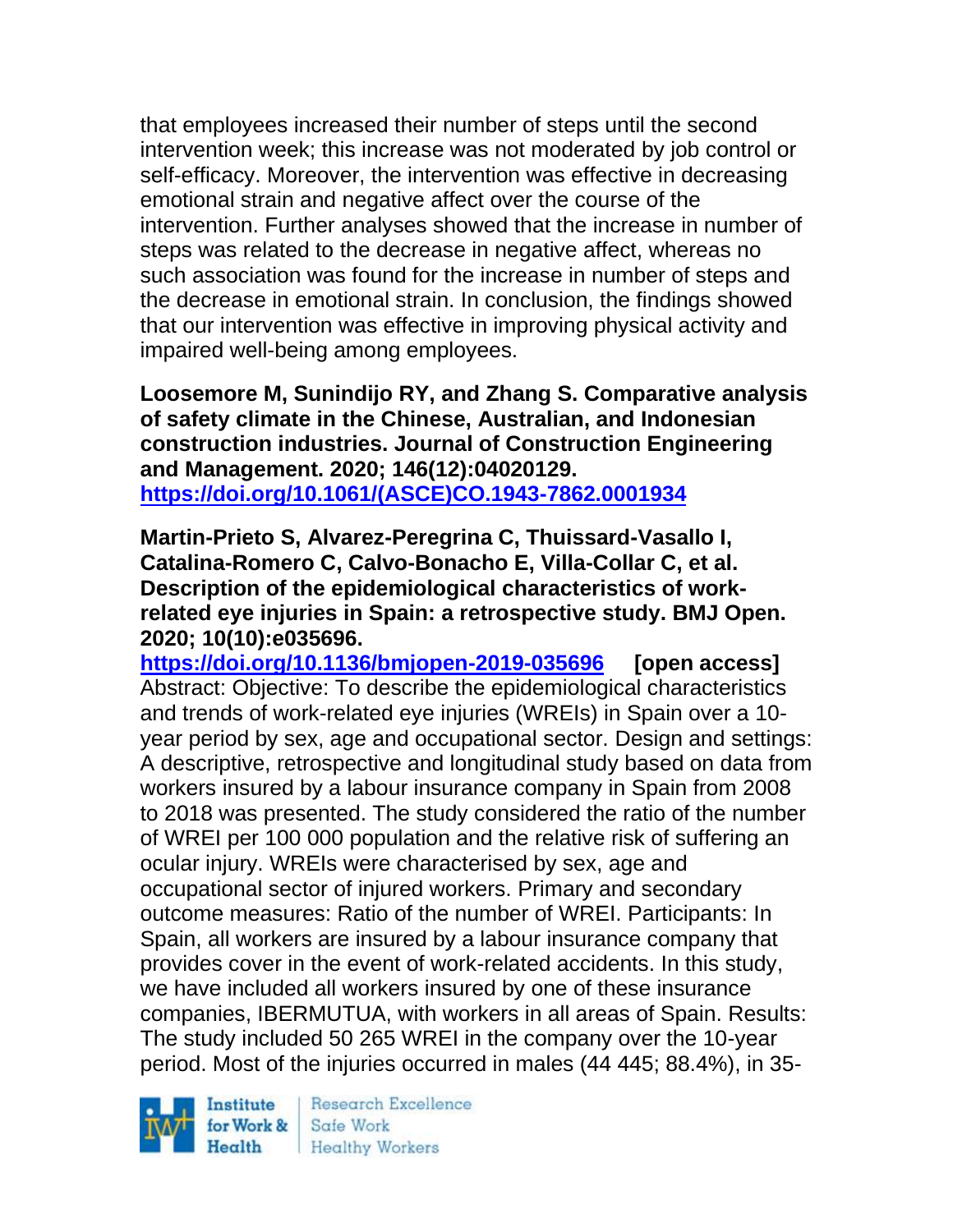that employees increased their number of steps until the second intervention week; this increase was not moderated by job control or self-efficacy. Moreover, the intervention was effective in decreasing emotional strain and negative affect over the course of the intervention. Further analyses showed that the increase in number of steps was related to the decrease in negative affect, whereas no such association was found for the increase in number of steps and the decrease in emotional strain. In conclusion, the findings showed that our intervention was effective in improving physical activity and impaired well-being among employees.

**Loosemore M, Sunindijo RY, and Zhang S. Comparative analysis of safety climate in the Chinese, Australian, and Indonesian construction industries. Journal of Construction Engineering and Management. 2020; 146(12):04020129.**
**https://doi.org/10.1061/(ASCE)CO.1943-7862.0001934**

**Martin-Prieto S, Alvarez-Peregrina C, Thuissard-Vasallo I, Catalina-Romero C, Calvo-Bonacho E, Villa-Collar C, et al. Description of the epidemiological characteristics of work-related eye injuries in Spain: a retrospective study. BMJ Open. 2020; 10(10):e035696.**
**https://doi.org/10.1136/bmjopen-2019-035696 [open access]**
Abstract: Objective: To describe the epidemiological characteristics and trends of work-related eye injuries (WREIs) in Spain over a 10-year period by sex, age and occupational sector. Design and settings: A descriptive, retrospective and longitudinal study based on data from workers insured by a labour insurance company in Spain from 2008 to 2018 was presented. The study considered the ratio of the number of WREI per 100 000 population and the relative risk of suffering an ocular injury. WREIs were characterised by sex, age and occupational sector of injured workers. Primary and secondary outcome measures: Ratio of the number of WREI. Participants: In Spain, all workers are insured by a labour insurance company that provides cover in the event of work-related accidents. In this study, we have included all workers insured by one of these insurance companies, IBERMUTUA, with workers in all areas of Spain. Results: The study included 50 265 WREI in the company over the 10-year period. Most of the injuries occurred in males (44 445; 88.4%), in 35-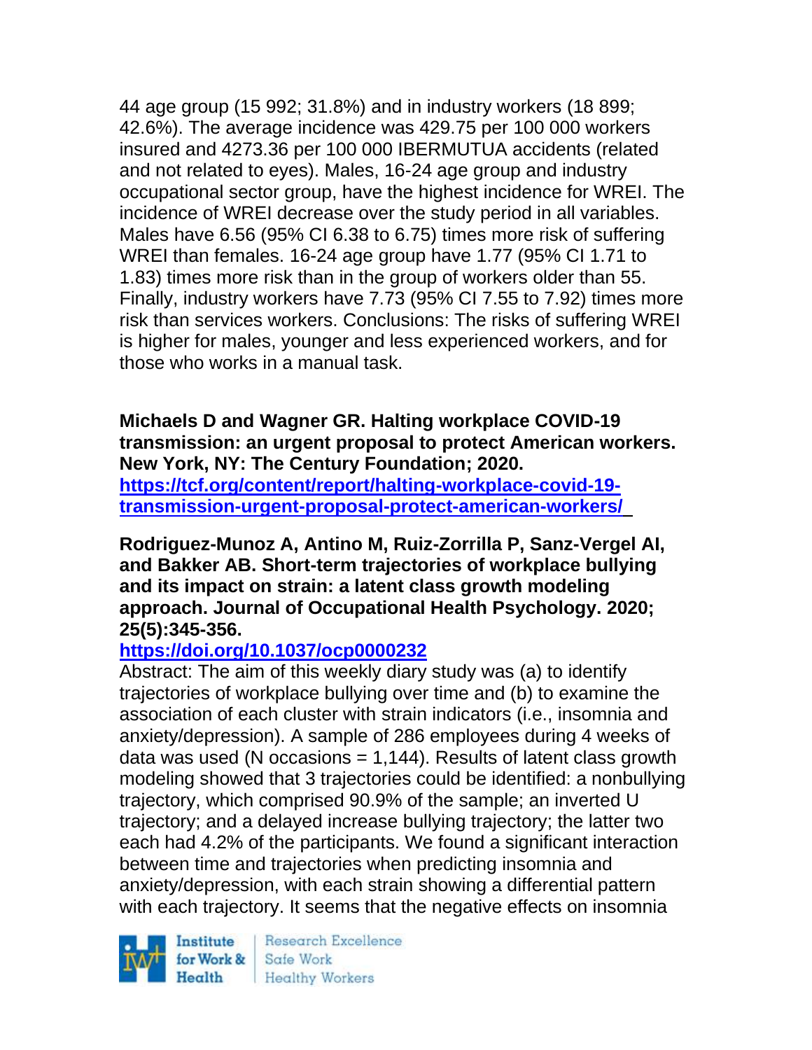44 age group (15 992; 31.8%) and in industry workers (18 899; 42.6%). The average incidence was 429.75 per 100 000 workers insured and 4273.36 per 100 000 IBERMUTUA accidents (related and not related to eyes). Males, 16-24 age group and industry occupational sector group, have the highest incidence for WREI. The incidence of WREI decrease over the study period in all variables. Males have 6.56 (95% CI 6.38 to 6.75) times more risk of suffering WREI than females. 16-24 age group have 1.77 (95% CI 1.71 to 1.83) times more risk than in the group of workers older than 55. Finally, industry workers have 7.73 (95% CI 7.55 to 7.92) times more risk than services workers. Conclusions: The risks of suffering WREI is higher for males, younger and less experienced workers, and for those who works in a manual task.

**Michaels D and Wagner GR. Halting workplace COVID-19 transmission: an urgent proposal to protect American workers. New York, NY: The Century Foundation; 2020.**
**https://tcf.org/content/report/halting-workplace-covid-19-transmission-urgent-proposal-protect-american-workers/**

**Rodriguez-Munoz A, Antino M, Ruiz-Zorrilla P, Sanz-Vergel AI, and Bakker AB. Short-term trajectories of workplace bullying and its impact on strain: a latent class growth modeling approach. Journal of Occupational Health Psychology. 2020; 25(5):345-356.**
**https://doi.org/10.1037/ocp0000232**
Abstract: The aim of this weekly diary study was (a) to identify trajectories of workplace bullying over time and (b) to examine the association of each cluster with strain indicators (i.e., insomnia and anxiety/depression). A sample of 286 employees during 4 weeks of data was used (N occasions = 1,144). Results of latent class growth modeling showed that 3 trajectories could be identified: a nonbullying trajectory, which comprised 90.9% of the sample; an inverted U trajectory; and a delayed increase bullying trajectory; the latter two each had 4.2% of the participants. We found a significant interaction between time and trajectories when predicting insomnia and anxiety/depression, with each strain showing a differential pattern with each trajectory. It seems that the negative effects on insomnia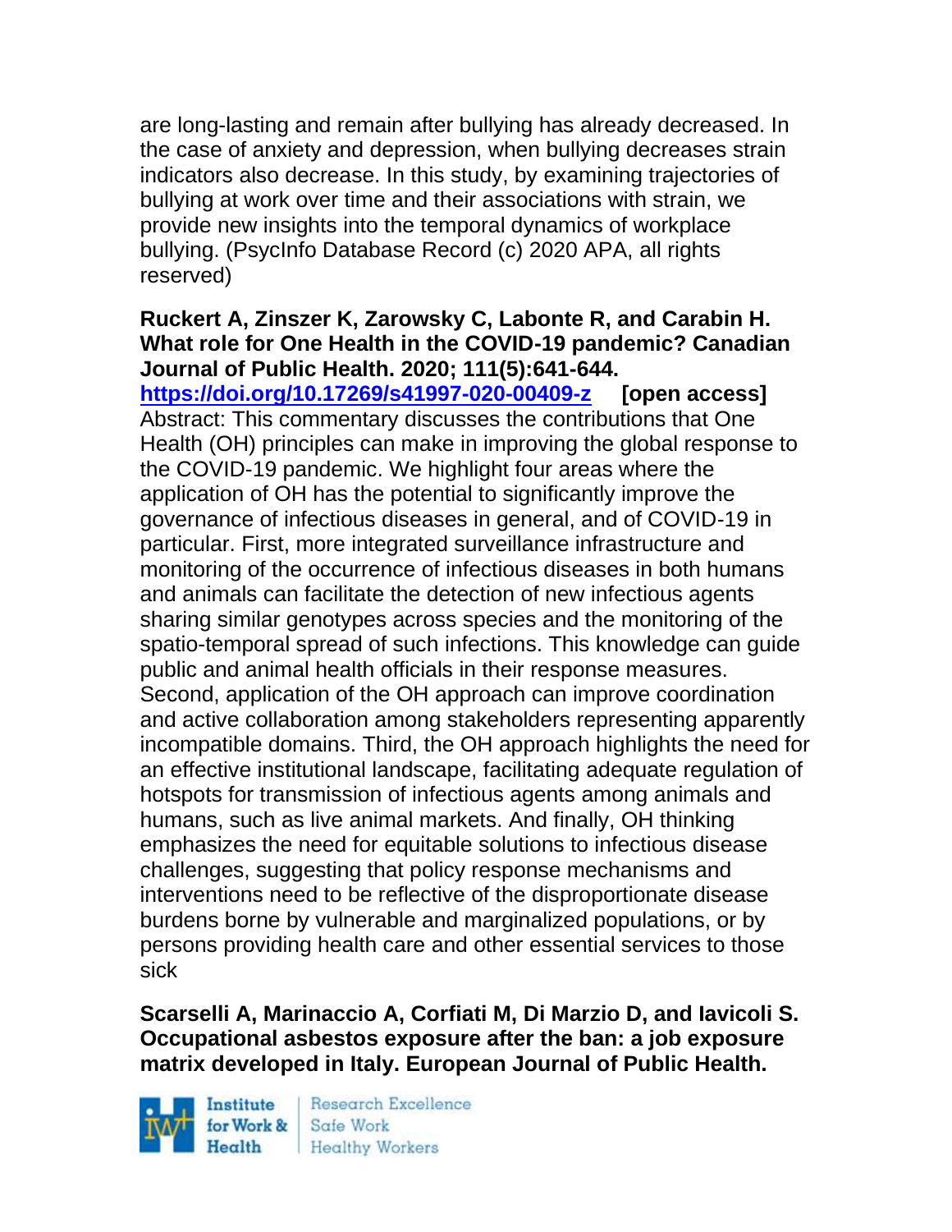are long-lasting and remain after bullying has already decreased. In the case of anxiety and depression, when bullying decreases strain indicators also decrease. In this study, by examining trajectories of bullying at work over time and their associations with strain, we provide new insights into the temporal dynamics of workplace bullying. (PsycInfo Database Record (c) 2020 APA, all rights reserved)

**Ruckert A, Zinszer K, Zarowsky C, Labonte R, and Carabin H. What role for One Health in the COVID-19 pandemic? Canadian Journal of Public Health. 2020; 111(5):641-644.**
**https://doi.org/10.17269/s41997-020-00409-z** **[open access]**
Abstract: This commentary discusses the contributions that One Health (OH) principles can make in improving the global response to the COVID-19 pandemic. We highlight four areas where the application of OH has the potential to significantly improve the governance of infectious diseases in general, and of COVID-19 in particular. First, more integrated surveillance infrastructure and monitoring of the occurrence of infectious diseases in both humans and animals can facilitate the detection of new infectious agents sharing similar genotypes across species and the monitoring of the spatio-temporal spread of such infections. This knowledge can guide public and animal health officials in their response measures. Second, application of the OH approach can improve coordination and active collaboration among stakeholders representing apparently incompatible domains. Third, the OH approach highlights the need for an effective institutional landscape, facilitating adequate regulation of hotspots for transmission of infectious agents among animals and humans, such as live animal markets. And finally, OH thinking emphasizes the need for equitable solutions to infectious disease challenges, suggesting that policy response mechanisms and interventions need to be reflective of the disproportionate disease burdens borne by vulnerable and marginalized populations, or by persons providing health care and other essential services to those sick

**Scarselli A, Marinaccio A, Corfiati M, Di Marzio D, and Iavicoli S. Occupational asbestos exposure after the ban: a job exposure matrix developed in Italy. European Journal of Public Health.**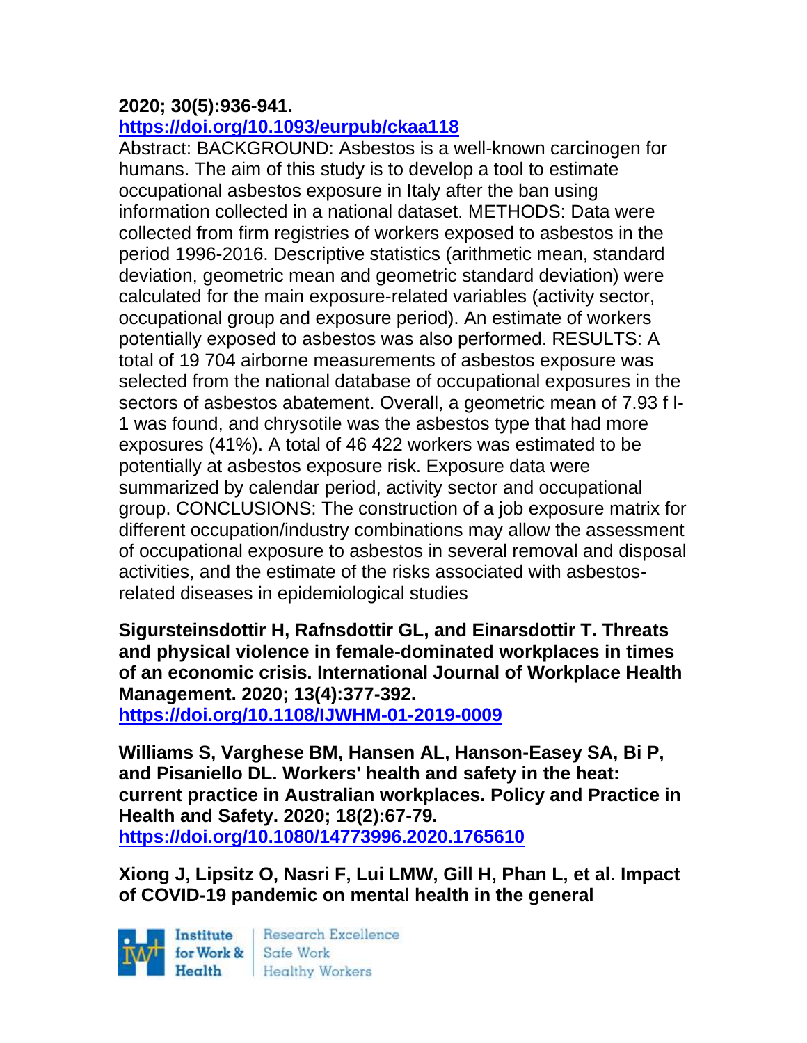**2020; 30(5):936-941.**
**https://doi.org/10.1093/eurpub/ckaa118**

Abstract: BACKGROUND: Asbestos is a well-known carcinogen for humans. The aim of this study is to develop a tool to estimate occupational asbestos exposure in Italy after the ban using information collected in a national dataset. METHODS: Data were collected from firm registries of workers exposed to asbestos in the period 1996-2016. Descriptive statistics (arithmetic mean, standard deviation, geometric mean and geometric standard deviation) were calculated for the main exposure-related variables (activity sector, occupational group and exposure period). An estimate of workers potentially exposed to asbestos was also performed. RESULTS: A total of 19 704 airborne measurements of asbestos exposure was selected from the national database of occupational exposures in the sectors of asbestos abatement. Overall, a geometric mean of 7.93 f $l^{-1}$ was found, and chrysotile was the asbestos type that had more exposures (41%). A total of 46 422 workers was estimated to be potentially at asbestos exposure risk. Exposure data were summarized by calendar period, activity sector and occupational group. CONCLUSIONS: The construction of a job exposure matrix for different occupation/industry combinations may allow the assessment of occupational exposure to asbestos in several removal and disposal activities, and the estimate of the risks associated with asbestos-related diseases in epidemiological studies

**Sigursteinsdottir H, Rafnsdottir GL, and Einarsdottir T. Threats and physical violence in female-dominated workplaces in times of an economic crisis. International Journal of Workplace Health Management. 2020; 13(4):377-392.**
**https://doi.org/10.1108/IJWHM-01-2019-0009**

**Williams S, Varghese BM, Hansen AL, Hanson-Easey SA, Bi P, and Pisaniello DL. Workers' health and safety in the heat: current practice in Australian workplaces. Policy and Practice in Health and Safety. 2020; 18(2):67-79.**
**https://doi.org/10.1080/14773996.2020.1765610**

**Xiong J, Lipsitz O, Nasri F, Lui LMW, Gill H, Phan L, et al. Impact of COVID-19 pandemic on mental health in the general**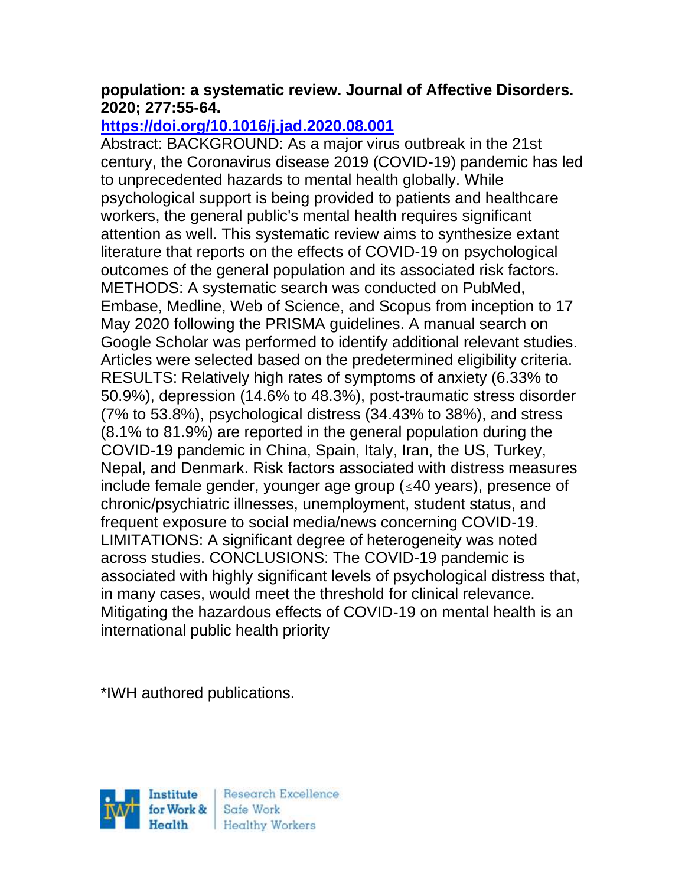**population: a systematic review. Journal of Affective Disorders. 2020; 277:55-64.**

**https://doi.org/10.1016/j.jad.2020.08.001**

Abstract: BACKGROUND: As a major virus outbreak in the 21st century, the Coronavirus disease 2019 (COVID-19) pandemic has led to unprecedented hazards to mental health globally. While psychological support is being provided to patients and healthcare workers, the general public's mental health requires significant attention as well. This systematic review aims to synthesize extant literature that reports on the effects of COVID-19 on psychological outcomes of the general population and its associated risk factors. METHODS: A systematic search was conducted on PubMed, Embase, Medline, Web of Science, and Scopus from inception to 17 May 2020 following the PRISMA guidelines. A manual search on Google Scholar was performed to identify additional relevant studies. Articles were selected based on the predetermined eligibility criteria. RESULTS: Relatively high rates of symptoms of anxiety (6.33% to 50.9%), depression (14.6% to 48.3%), post-traumatic stress disorder (7% to 53.8%), psychological distress (34.43% to 38%), and stress (8.1% to 81.9%) are reported in the general population during the COVID-19 pandemic in China, Spain, Italy, Iran, the US, Turkey, Nepal, and Denmark. Risk factors associated with distress measures include female gender, younger age group (≤40 years), presence of chronic/psychiatric illnesses, unemployment, student status, and frequent exposure to social media/news concerning COVID-19. LIMITATIONS: A significant degree of heterogeneity was noted across studies. CONCLUSIONS: The COVID-19 pandemic is associated with highly significant levels of psychological distress that, in many cases, would meet the threshold for clinical relevance. Mitigating the hazardous effects of COVID-19 on mental health is an international public health priority

*IWH authored publications.